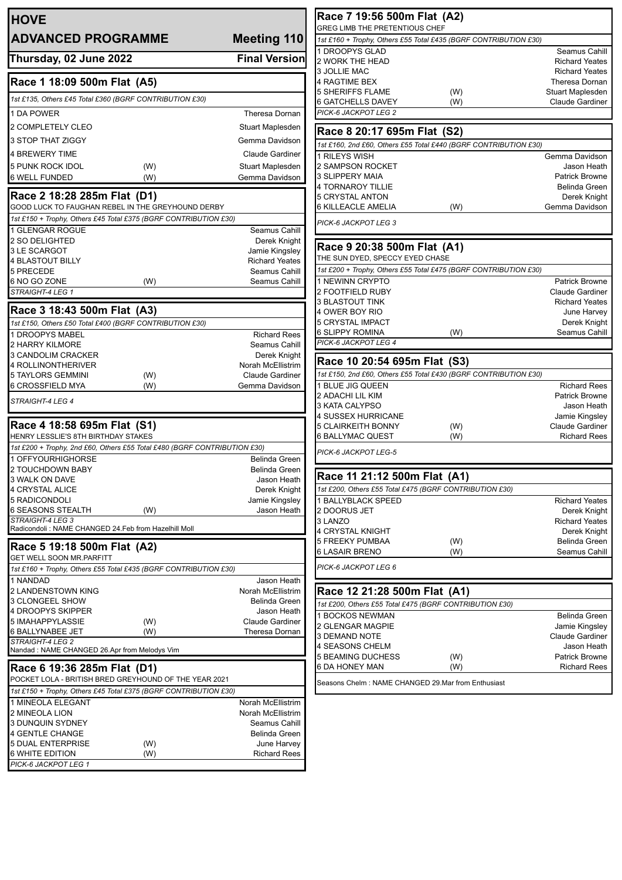# HOVE

## ADVANCED PROGRAMME — Meeting 110

**Thursday, 02 June 2022** — **Final Version**

### Race 1 18:09 500m Flat (A5)

*1st £135, Others £45 Total £360 (BGRF CONTRIBUTION £30)*

| | | |
|---|---|---|
| 1 DA POWER | | Theresa Dornan |
| 2 COMPLETELY CLEO | | Stuart Maplesden |
| 3 STOP THAT ZIGGY | | Gemma Davidson |
| 4 BREWERY TIME | | Claude Gardiner |
| 5 PUNK ROCK IDOL | (W) | Stuart Maplesden |
| 6 WELL FUNDED | (W) | Gemma Davidson |

### Race 2 18:28 285m Flat (D1)

GOOD LUCK TO FAUGHAN REBEL IN THE GREYHOUND DERBY

*1st £150 + Trophy, Others £45 Total £375 (BGRF CONTRIBUTION £30)*

| | | |
|---|---|---|
| 1 GLENGAR ROGUE | | Seamus Cahill |
| 2 SO DELIGHTED | | Derek Knight |
| 3 LE SCARGOT | | Jamie Kingsley |
| 4 BLASTOUT BILLY | | Richard Yeates |
| 5 PRECEDE | | Seamus Cahill |
| 6 NO GO ZONE | (W) | Seamus Cahill |

*STRAIGHT-4 LEG 1*

### Race 3 18:43 500m Flat (A3)

*1st £150, Others £50 Total £400 (BGRF CONTRIBUTION £30)*

| | | |
|---|---|---|
| 1 DROOPYS MABEL | | Richard Rees |
| 2 HARRY KILMORE | | Seamus Cahill |
| 3 CANDOLIM CRACKER | | Derek Knight |
| 4 ROLLINONTHERIVER | | Norah McEllistrim |
| 5 TAYLORS GEMMINI | (W) | Claude Gardiner |
| 6 CROSSFIELD MYA | (W) | Gemma Davidson |

*STRAIGHT-4 LEG 4*

### Race 4 18:58 695m Flat (S1)

HENRY LESSLIE'S 8TH BIRTHDAY STAKES

*1st £200 + Trophy, 2nd £60, Others £55 Total £480 (BGRF CONTRIBUTION £30)*

| | | |
|---|---|---|
| 1 OFFYOURHIGHORSE | | Belinda Green |
| 2 TOUCHDOWN BABY | | Belinda Green |
| 3 WALK ON DAVE | | Jason Heath |
| 4 CRYSTAL ALICE | | Derek Knight |
| 5 RADICONDOLI | | Jamie Kingsley |
| 6 SEASONS STEALTH | (W) | Jason Heath |

*STRAIGHT-4 LEG 3*

Radicondoli : NAME CHANGED 24.Feb from Hazelhill Moll

### Race 5 19:18 500m Flat (A2)

GET WELL SOON MR.PARFITT

*1st £160 + Trophy, Others £55 Total £435 (BGRF CONTRIBUTION £30)*

| | | |
|---|---|---|
| 1 NANDAD | | Jason Heath |
| 2 LANDENSTOWN KING | | Norah McEllistrim |
| 3 CLONGEEL SHOW | | Belinda Green |
| 4 DROOPYS SKIPPER | | Jason Heath |
| 5 IMAHAPPYLASSIE | (W) | Claude Gardiner |
| 6 BALLYNABEE JET | (W) | Theresa Dornan |

*STRAIGHT-4 LEG 2*

Nandad : NAME CHANGED 26.Apr from Melodys Vim

### Race 6 19:36 285m Flat (D1)

POCKET LOLA - BRITISH BRED GREYHOUND OF THE YEAR 2021

*1st £150 + Trophy, Others £45 Total £375 (BGRF CONTRIBUTION £30)*

| | | |
|---|---|---|
| 1 MINEOLA ELEGANT | | Norah McEllistrim |
| 2 MINEOLA LION | | Norah McEllistrim |
| 3 DUNQUIN SYDNEY | | Seamus Cahill |
| 4 GENTLE CHANGE | | Belinda Green |
| 5 DUAL ENTERPRISE | (W) | June Harvey |
| 6 WHITE EDITION | (W) | Richard Rees |

*PICK-6 JACKPOT LEG 1*

### Race 7 19:56 500m Flat (A2)

GREG LIMB THE PRETENTIOUS CHEF

*1st £160 + Trophy, Others £55 Total £435 (BGRF CONTRIBUTION £30)*

| | | |
|---|---|---|
| 1 DROOPYS GLAD | | Seamus Cahill |
| 2 WORK THE HEAD | | Richard Yeates |
| 3 JOLLIE MAC | | Richard Yeates |
| 4 RAGTIME BEX | | Theresa Dornan |
| 5 SHERIFFS FLAME | (W) | Stuart Maplesden |
| 6 GATCHELLS DAVEY | (W) | Claude Gardiner |

*PICK-6 JACKPOT LEG 2*

### Race 8 20:17 695m Flat (S2)

*1st £160, 2nd £60, Others £55 Total £440 (BGRF CONTRIBUTION £30)*

| | | |
|---|---|---|
| 1 RILEYS WISH | | Gemma Davidson |
| 2 SAMPSON ROCKET | | Jason Heath |
| 3 SLIPPERY MAIA | | Patrick Browne |
| 4 TORNAROY TILLIE | | Belinda Green |
| 5 CRYSTAL ANTON | | Derek Knight |
| 6 KILLEACLE AMELIA | (W) | Gemma Davidson |

*PICK-6 JACKPOT LEG 3*

### Race 9 20:38 500m Flat (A1)

THE SUN DYED, SPECCY EYED CHASE

*1st £200 + Trophy, Others £55 Total £475 (BGRF CONTRIBUTION £30)*

| | | |
|---|---|---|
| 1 NEWINN CRYPTO | | Patrick Browne |
| 2 FOOTFIELD RUBY | | Claude Gardiner |
| 3 BLASTOUT TINK | | Richard Yeates |
| 4 OWER BOY RIO | | June Harvey |
| 5 CRYSTAL IMPACT | | Derek Knight |
| 6 SLIPPY ROMINA | (W) | Seamus Cahill |

*PICK-6 JACKPOT LEG 4*

### Race 10 20:54 695m Flat (S3)

*1st £150, 2nd £60, Others £55 Total £430 (BGRF CONTRIBUTION £30)*

| | | |
|---|---|---|
| 1 BLUE JIG QUEEN | | Richard Rees |
| 2 ADACHI LIL KIM | | Patrick Browne |
| 3 KATA CALYPSO | | Jason Heath |
| 4 SUSSEX HURRICANE | | Jamie Kingsley |
| 5 CLAIRKEITH BONNY | (W) | Claude Gardiner |
| 6 BALLYMAC QUEST | (W) | Richard Rees |

*PICK-6 JACKPOT LEG-5*

### Race 11 21:12 500m Flat (A1)

*1st £200, Others £55 Total £475 (BGRF CONTRIBUTION £30)*

| | | |
|---|---|---|
| 1 BALLYBLACK SPEED | | Richard Yeates |
| 2 DOORUS JET | | Derek Knight |
| 3 LANZO | | Richard Yeates |
| 4 CRYSTAL KNIGHT | | Derek Knight |
| 5 FREEKY PUMBAA | (W) | Belinda Green |
| 6 LASAIR BRENO | (W) | Seamus Cahill |

*PICK-6 JACKPOT LEG 6*

### Race 12 21:28 500m Flat (A1)

*1st £200, Others £55 Total £475 (BGRF CONTRIBUTION £30)*

| | | |
|---|---|---|
| 1 BOCKOS NEWMAN | | Belinda Green |
| 2 GLENGAR MAGPIE | | Jamie Kingsley |
| 3 DEMAND NOTE | | Claude Gardiner |
| 4 SEASONS CHELM | | Jason Heath |
| 5 BEAMING DUCHESS | (W) | Patrick Browne |
| 6 DA HONEY MAN | (W) | Richard Rees |

Seasons Chelm : NAME CHANGED 29.Mar from Enthusiast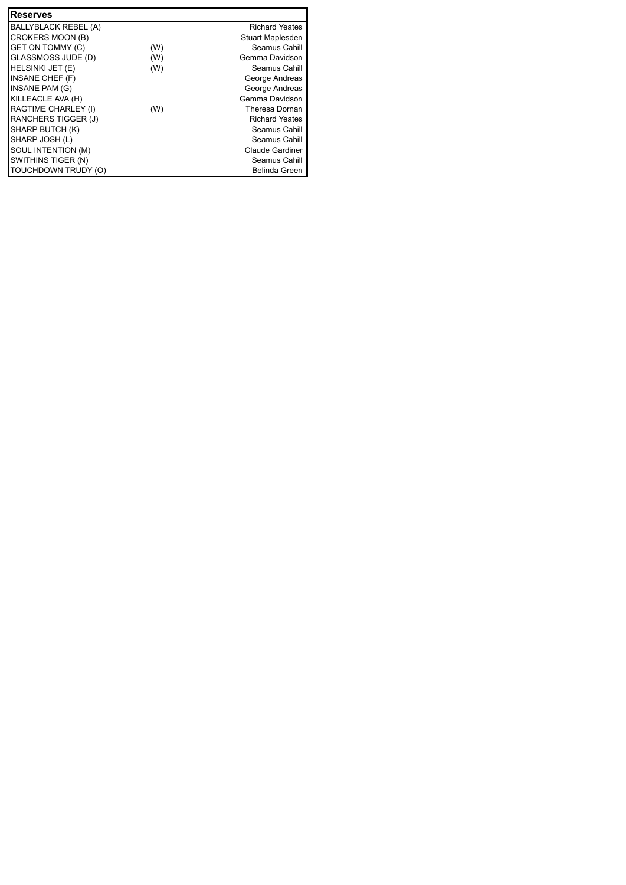## Reserves

| | | |
|---|---|---|
| BALLYBLACK REBEL (A) | | Richard Yeates |
| CROKERS MOON (B) | | Stuart Maplesden |
| GET ON TOMMY (C) | (W) | Seamus Cahill |
| GLASSMOSS JUDE (D) | (W) | Gemma Davidson |
| HELSINKI JET (E) | (W) | Seamus Cahill |
| INSANE CHEF (F) | | George Andreas |
| INSANE PAM (G) | | George Andreas |
| KILLEACLE AVA (H) | | Gemma Davidson |
| RAGTIME CHARLEY (I) | (W) | Theresa Dornan |
| RANCHERS TIGGER (J) | | Richard Yeates |
| SHARP BUTCH (K) | | Seamus Cahill |
| SHARP JOSH (L) | | Seamus Cahill |
| SOUL INTENTION (M) | | Claude Gardiner |
| SWITHINS TIGER (N) | | Seamus Cahill |
| TOUCHDOWN TRUDY (O) | | Belinda Green |